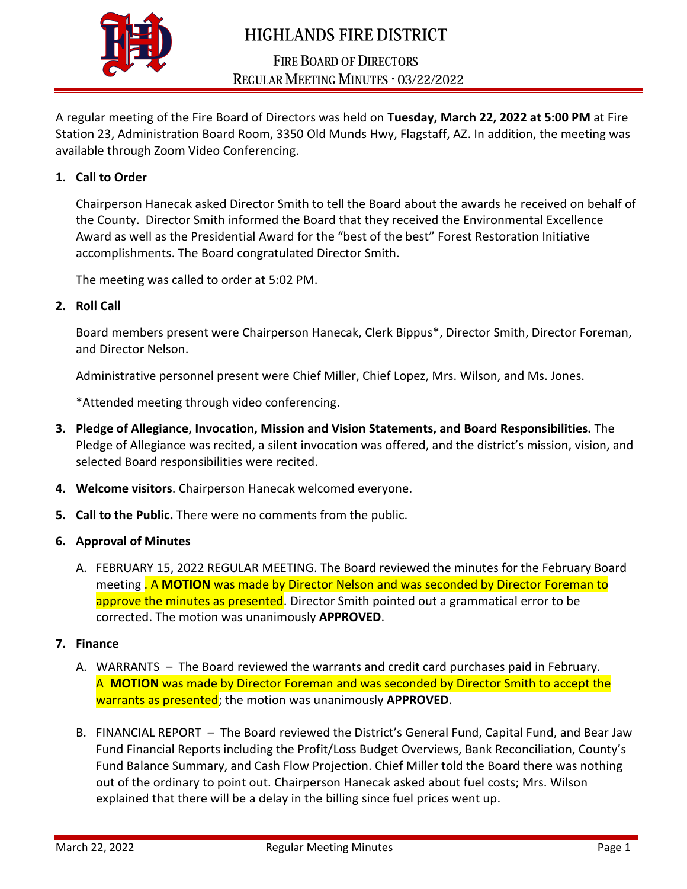# HIGHLANDS FIRE DISTRICT

## FIRE BOARD OF DIRECTORS
## REGULAR MEETING MINUTES · 03/22/2022

A regular meeting of the Fire Board of Directors was held on **Tuesday, March 22, 2022 at 5:00 PM** at Fire Station 23, Administration Board Room, 3350 Old Munds Hwy, Flagstaff, AZ. In addition, the meeting was available through Zoom Video Conferencing.

1. **Call to Order**

   Chairperson Hanecak asked Director Smith to tell the Board about the awards he received on behalf of the County. Director Smith informed the Board that they received the Environmental Excellence Award as well as the Presidential Award for the "best of the best" Forest Restoration Initiative accomplishments. The Board congratulated Director Smith.

   The meeting was called to order at 5:02 PM.

2. **Roll Call**

   Board members present were Chairperson Hanecak, Clerk Bippus*, Director Smith, Director Foreman, and Director Nelson.

   Administrative personnel present were Chief Miller, Chief Lopez, Mrs. Wilson, and Ms. Jones.

   *Attended meeting through video conferencing.

3. **Pledge of Allegiance, Invocation, Mission and Vision Statements, and Board Responsibilities.** The Pledge of Allegiance was recited, a silent invocation was offered, and the district's mission, vision, and selected Board responsibilities were recited.

4. **Welcome visitors**. Chairperson Hanecak welcomed everyone.

5. **Call to the Public.** There were no comments from the public.

6. **Approval of Minutes**

   A. FEBRUARY 15, 2022 REGULAR MEETING. The Board reviewed the minutes for the February Board meeting . A **MOTION** was made by Director Nelson and was seconded by Director Foreman to approve the minutes as presented. Director Smith pointed out a grammatical error to be corrected. The motion was unanimously **APPROVED**.

7. **Finance**

   A. WARRANTS – The Board reviewed the warrants and credit card purchases paid in February. A **MOTION** was made by Director Foreman and was seconded by Director Smith to accept the warrants as presented; the motion was unanimously **APPROVED**.

   B. FINANCIAL REPORT – The Board reviewed the District's General Fund, Capital Fund, and Bear Jaw Fund Financial Reports including the Profit/Loss Budget Overviews, Bank Reconciliation, County's Fund Balance Summary, and Cash Flow Projection. Chief Miller told the Board there was nothing out of the ordinary to point out. Chairperson Hanecak asked about fuel costs; Mrs. Wilson explained that there will be a delay in the billing since fuel prices went up.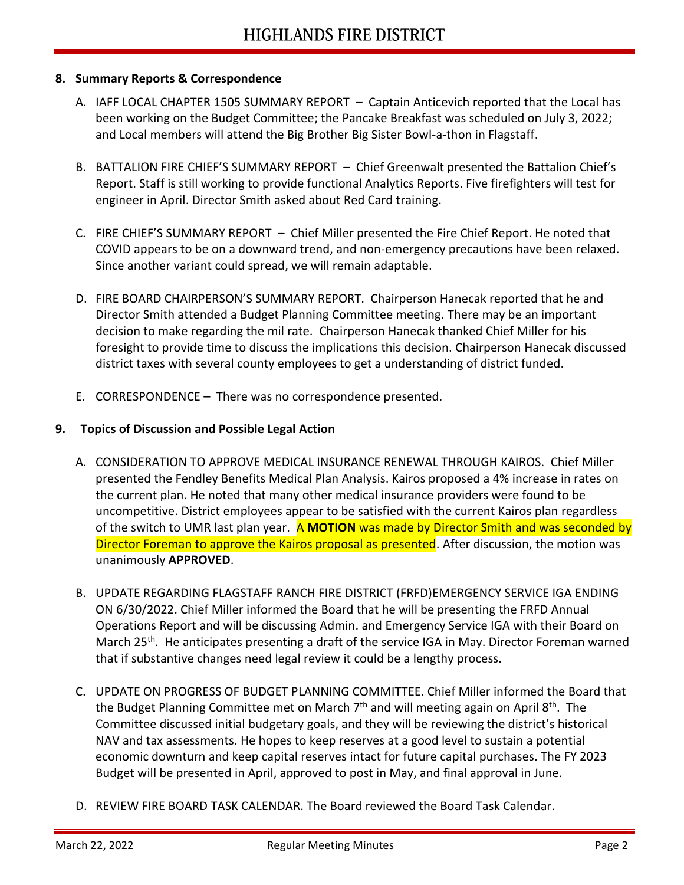## 8. Summary Reports & Correspondence

A. IAFF LOCAL CHAPTER 1505 SUMMARY REPORT – Captain Anticevich reported that the Local has been working on the Budget Committee; the Pancake Breakfast was scheduled on July 3, 2022; and Local members will attend the Big Brother Big Sister Bowl-a-thon in Flagstaff.

B. BATTALION FIRE CHIEF'S SUMMARY REPORT – Chief Greenwalt presented the Battalion Chief's Report. Staff is still working to provide functional Analytics Reports. Five firefighters will test for engineer in April. Director Smith asked about Red Card training.

C. FIRE CHIEF'S SUMMARY REPORT – Chief Miller presented the Fire Chief Report. He noted that COVID appears to be on a downward trend, and non-emergency precautions have been relaxed. Since another variant could spread, we will remain adaptable.

D. FIRE BOARD CHAIRPERSON'S SUMMARY REPORT. Chairperson Hanecak reported that he and Director Smith attended a Budget Planning Committee meeting. There may be an important decision to make regarding the mil rate. Chairperson Hanecak thanked Chief Miller for his foresight to provide time to discuss the implications this decision. Chairperson Hanecak discussed district taxes with several county employees to get a understanding of district funded.

E. CORRESPONDENCE – There was no correspondence presented.

## 9. Topics of Discussion and Possible Legal Action

A. CONSIDERATION TO APPROVE MEDICAL INSURANCE RENEWAL THROUGH KAIROS. Chief Miller presented the Fendley Benefits Medical Plan Analysis. Kairos proposed a 4% increase in rates on the current plan. He noted that many other medical insurance providers were found to be uncompetitive. District employees appear to be satisfied with the current Kairos plan regardless of the switch to UMR last plan year. A **MOTION** was made by Director Smith and was seconded by Director Foreman to approve the Kairos proposal as presented. After discussion, the motion was unanimously **APPROVED**.

B. UPDATE REGARDING FLAGSTAFF RANCH FIRE DISTRICT (FRFD)EMERGENCY SERVICE IGA ENDING ON 6/30/2022. Chief Miller informed the Board that he will be presenting the FRFD Annual Operations Report and will be discussing Admin. and Emergency Service IGA with their Board on March 25th. He anticipates presenting a draft of the service IGA in May. Director Foreman warned that if substantive changes need legal review it could be a lengthy process.

C. UPDATE ON PROGRESS OF BUDGET PLANNING COMMITTEE. Chief Miller informed the Board that the Budget Planning Committee met on March 7th and will meeting again on April 8th. The Committee discussed initial budgetary goals, and they will be reviewing the district's historical NAV and tax assessments. He hopes to keep reserves at a good level to sustain a potential economic downturn and keep capital reserves intact for future capital purchases. The FY 2023 Budget will be presented in April, approved to post in May, and final approval in June.

D. REVIEW FIRE BOARD TASK CALENDAR. The Board reviewed the Board Task Calendar.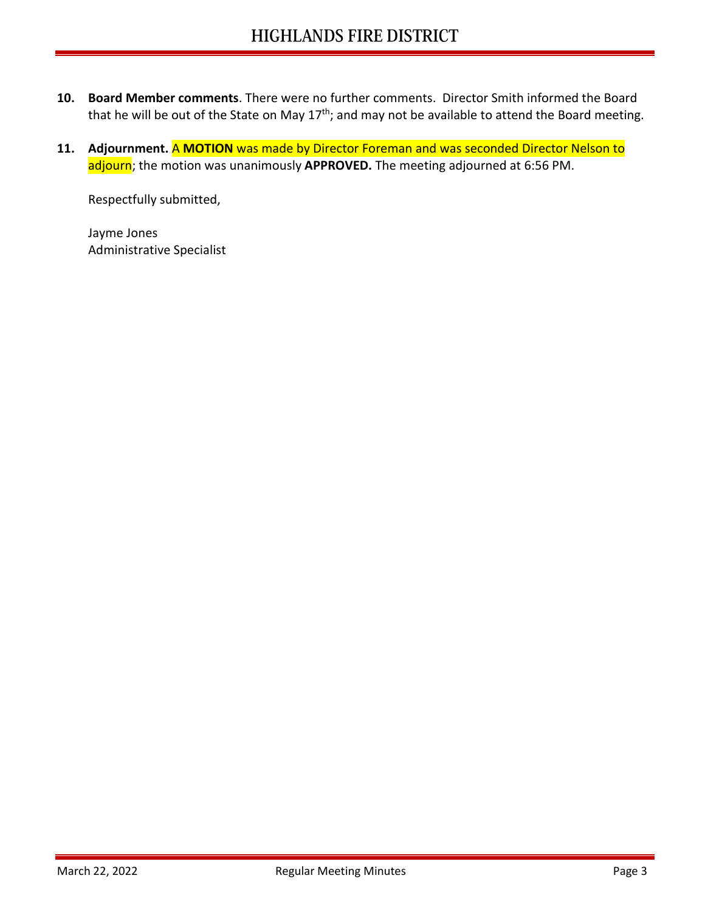10. **Board Member comments**. There were no further comments. Director Smith informed the Board that he will be out of the State on May 17th; and may not be available to attend the Board meeting.

11. **Adjournment.** A **MOTION** was made by Director Foreman and was seconded Director Nelson to adjourn; the motion was unanimously **APPROVED.** The meeting adjourned at 6:56 PM.

Respectfully submitted,

Jayme Jones
Administrative Specialist